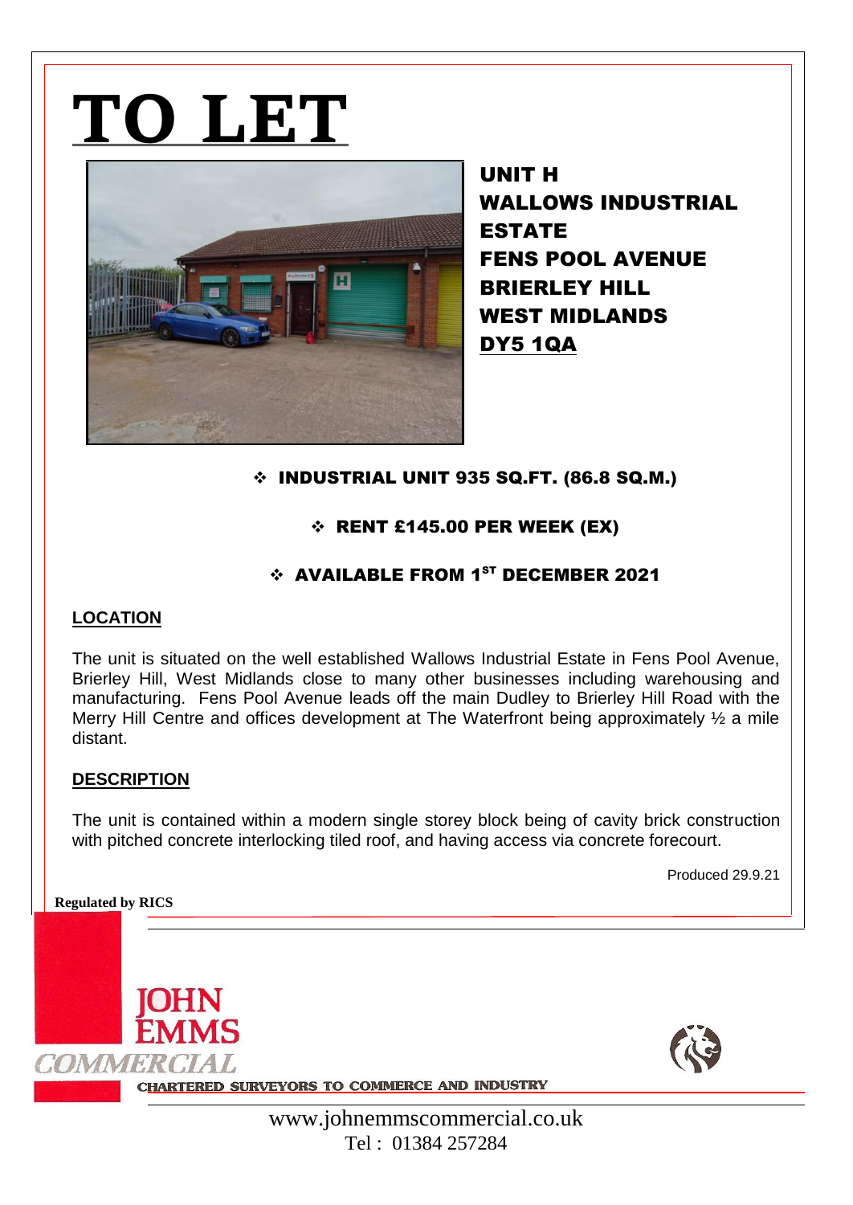# TO LET

**UNIT H**
**WALLOWS INDUSTRIAL ESTATE**
**FENS POOL AVENUE**
**BRIERLEY HILL**
**WEST MIDLANDS**
**DY5 1QA**

- **INDUSTRIAL UNIT 935 SQ.FT. (86.8 SQ.M.)**
- **RENT £145.00 PER WEEK (EX)**
- **AVAILABLE FROM 1ST DECEMBER 2021**

## LOCATION

The unit is situated on the well established Wallows Industrial Estate in Fens Pool Avenue, Brierley Hill, West Midlands close to many other businesses including warehousing and manufacturing. Fens Pool Avenue leads off the main Dudley to Brierley Hill Road with the Merry Hill Centre and offices development at The Waterfront being approximately ½ a mile distant.

## DESCRIPTION

The unit is contained within a modern single storey block being of cavity brick construction with pitched concrete interlocking tiled roof, and having access via concrete forecourt.

Produced 29.9.21

**Regulated by RICS**

JOHN EMMS COMMERCIAL
CHARTERED SURVEYORS TO COMMERCE AND INDUSTRY

www.johnemmscommercial.co.uk
Tel : 01384 257284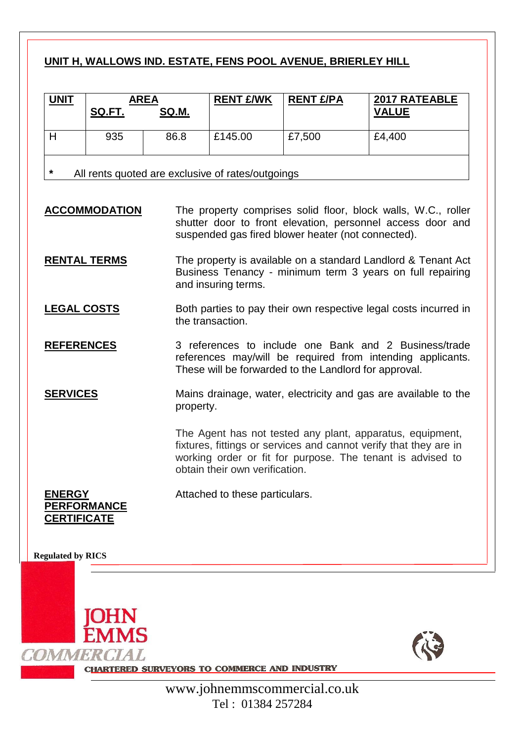## UNIT H, WALLOWS IND. ESTATE, FENS POOL AVENUE, BRIERLEY HILL

| UNIT | AREA | | RENT £/WK | RENT £/PA | 2017 RATEABLE VALUE |
|---|---|---|---|---|---|
| | SQ.FT. | SQ.M. | | | |
| H | 935 | 86.8 | £145.00 | £7,500 | £4,400 |

\* All rents quoted are exclusive of rates/outgoings

**ACCOMMODATION**

The property comprises solid floor, block walls, W.C., roller shutter door to front elevation, personnel access door and suspended gas fired blower heater (not connected).

**RENTAL TERMS**

The property is available on a standard Landlord & Tenant Act Business Tenancy - minimum term 3 years on full repairing and insuring terms.

**LEGAL COSTS**

Both parties to pay their own respective legal costs incurred in the transaction.

**REFERENCES**

3 references to include one Bank and 2 Business/trade references may/will be required from intending applicants. These will be forwarded to the Landlord for approval.

**SERVICES**

Mains drainage, water, electricity and gas are available to the property.

The Agent has not tested any plant, apparatus, equipment, fixtures, fittings or services and cannot verify that they are in working order or fit for purpose. The tenant is advised to obtain their own verification.

**ENERGY PERFORMANCE CERTIFICATE**

Attached to these particulars.

Regulated by RICS

JOHN EMMS COMMERCIAL

CHARTERED SURVEYORS TO COMMERCE AND INDUSTRY

www.johnemmscommercial.co.uk
Tel : 01384 257284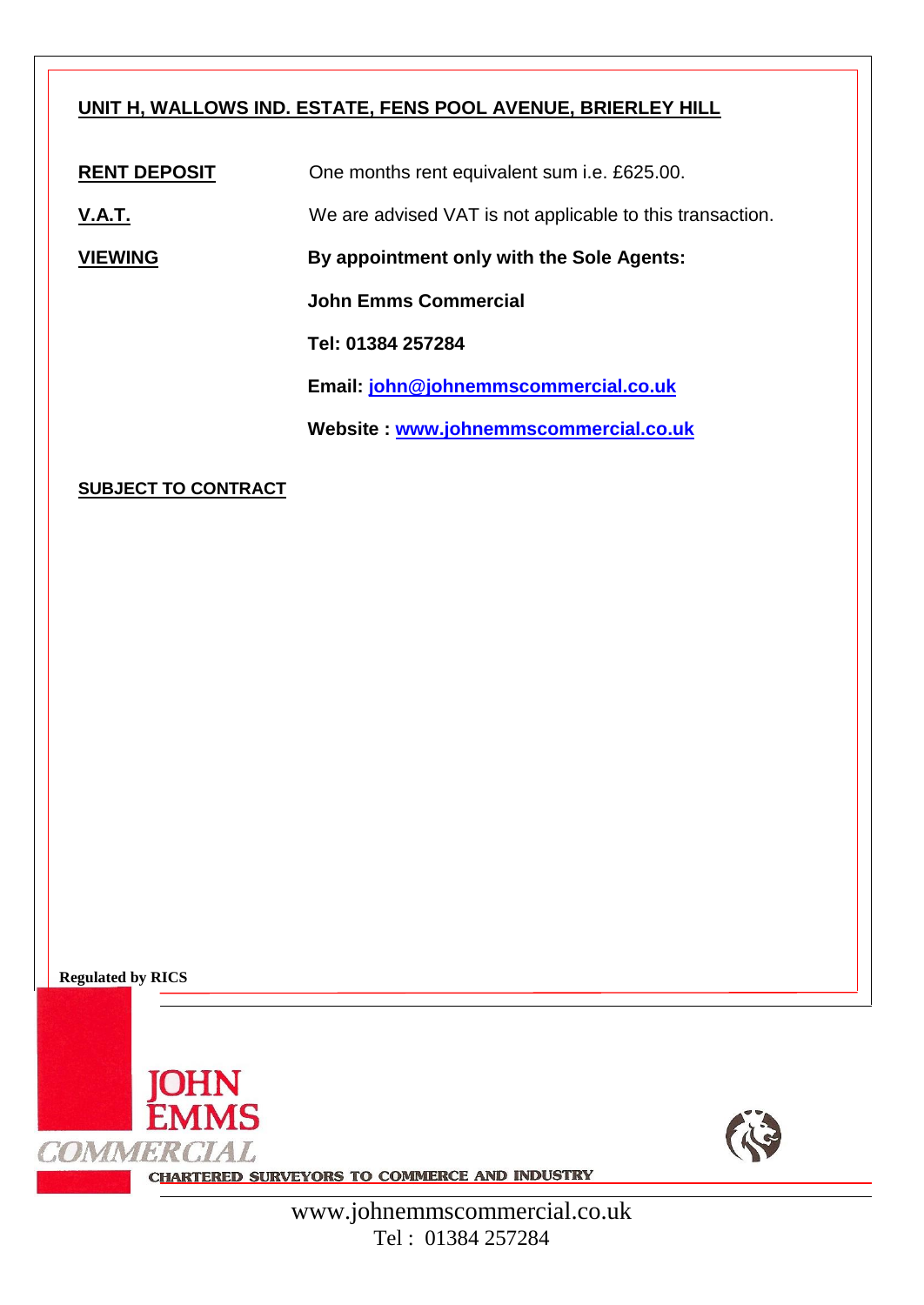**UNIT H, WALLOWS IND. ESTATE, FENS POOL AVENUE, BRIERLEY HILL**

| | |
|---|---|
| **RENT DEPOSIT** | One months rent equivalent sum i.e. £625.00. |
| **V.A.T.** | We are advised VAT is not applicable to this transaction. |
| **VIEWING** | **By appointment only with the Sole Agents:** |
| | **John Emms Commercial** |
| | **Tel: 01384 257284** |
| | **Email: john@johnemmscommercial.co.uk** |
| | **Website : www.johnemmscommercial.co.uk** |

**SUBJECT TO CONTRACT**

**Regulated by RICS**

JOHN EMMS COMMERCIAL

CHARTERED SURVEYORS TO COMMERCE AND INDUSTRY

www.johnemmscommercial.co.uk
Tel : 01384 257284